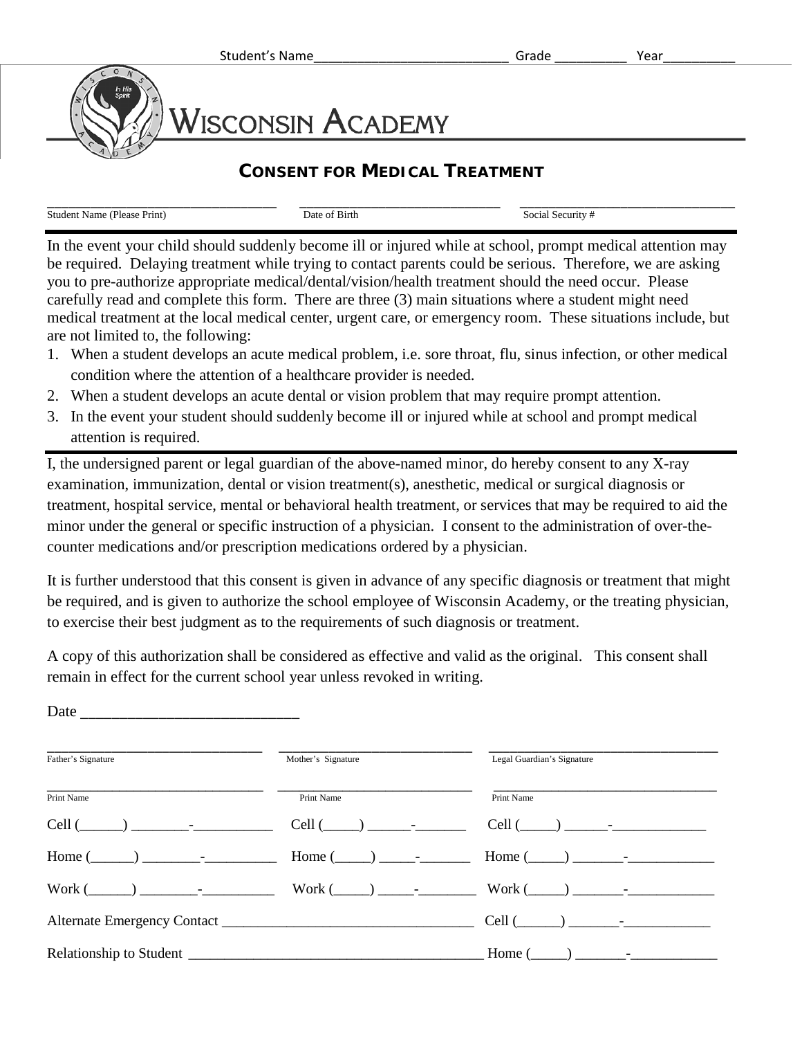Student's Name___________________________ Grade __________ Year__________

# Wisconsin Academy

## CONSENT FOR MEDICAL TREATMENT

| Student Name (Please Print) | Date of Birth | Social Security # |
|---|---|---|
| | | |

In the event your child should suddenly become ill or injured while at school, prompt medical attention may be required. Delaying treatment while trying to contact parents could be serious. Therefore, we are asking you to pre-authorize appropriate medical/dental/vision/health treatment should the need occur. Please carefully read and complete this form. There are three (3) main situations where a student might need medical treatment at the local medical center, urgent care, or emergency room. These situations include, but are not limited to, the following:

1. When a student develops an acute medical problem, i.e. sore throat, flu, sinus infection, or other medical condition where the attention of a healthcare provider is needed.
2. When a student develops an acute dental or vision problem that may require prompt attention.
3. In the event your student should suddenly become ill or injured while at school and prompt medical attention is required.

I, the undersigned parent or legal guardian of the above-named minor, do hereby consent to any X-ray examination, immunization, dental or vision treatment(s), anesthetic, medical or surgical diagnosis or treatment, hospital service, mental or behavioral health treatment, or services that may be required to aid the minor under the general or specific instruction of a physician. I consent to the administration of over-the-counter medications and/or prescription medications ordered by a physician.

It is further understood that this consent is given in advance of any specific diagnosis or treatment that might be required, and is given to authorize the school employee of Wisconsin Academy, or the treating physician, to exercise their best judgment as to the requirements of such diagnosis or treatment.

A copy of this authorization shall be considered as effective and valid as the original. This consent shall remain in effect for the current school year unless revoked in writing.

Date ___________________________

| Father's Signature | Mother's Signature | Legal Guardian's Signature |
|---|---|---|
| Print Name | Print Name | Print Name |
| Cell (______) ________-___________ | Cell (_____) ______-_______ | Cell (_____) ______-_____________ |
| Home (______) ________-__________ | Home (_____) _____-_______ | Home (_____) _______-____________ |
| Work (______) ________-__________ | Work (_____) _____-________ | Work (_____) _______-____________ |

Alternate Emergency Contact ___________________________________ Cell (______) _______-____________

Relationship to Student ________________________________________ Home (_____) _______-____________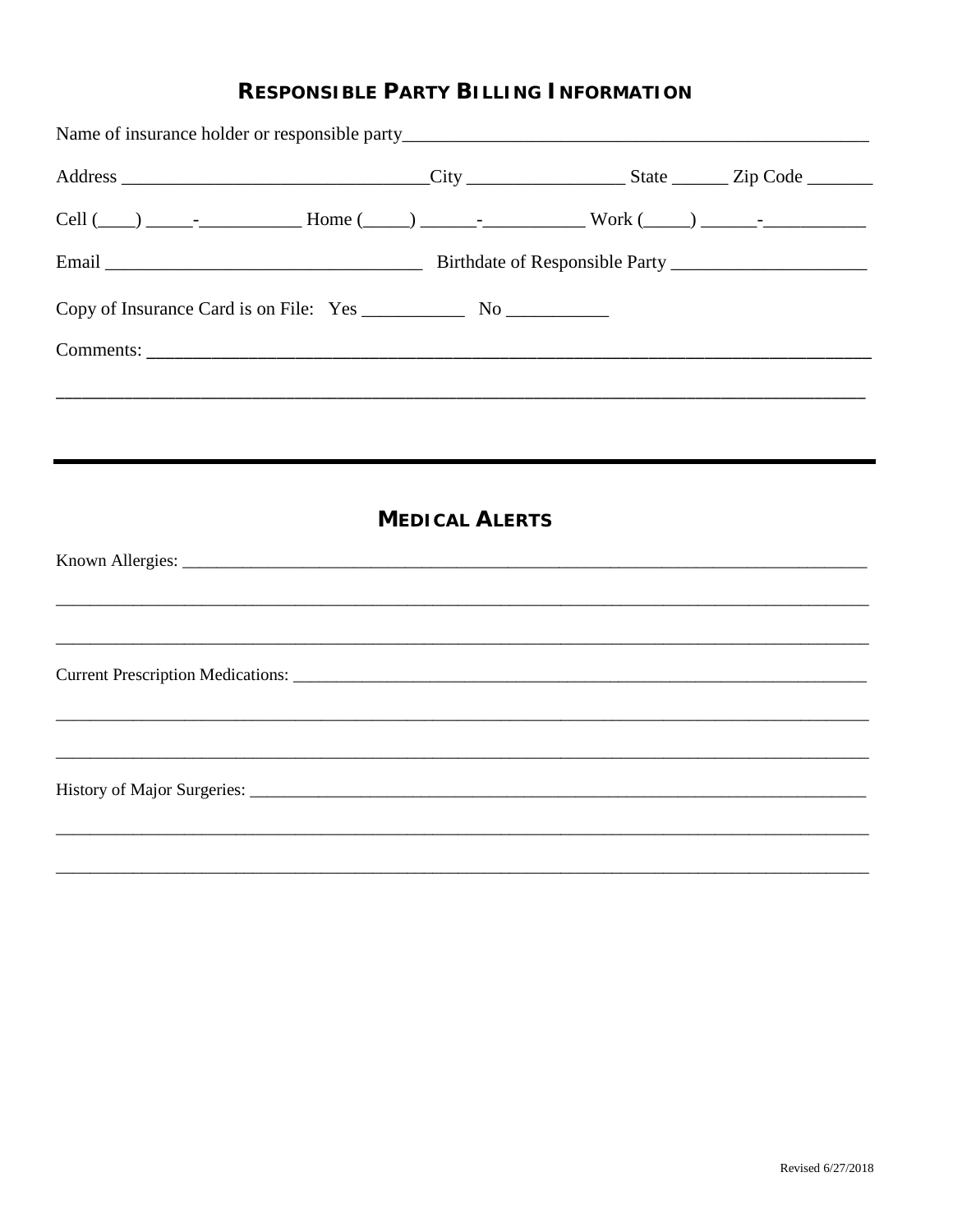## Responsible Party Billing Information

Name of insurance holder or responsible party___________________________________________________

Address _______________________________City ________________ State ______ Zip Code _______

Cell (____) _____-___________ Home (_____) ______-___________ Work (_____) ______-___________

Email _________________________________ Birthdate of Responsible Party ____________________

Copy of Insurance Card is on File: Yes ___________ No ___________

Comments: ____________________________________________________________________________

______________________________________________________________________________________

---

## Medical Alerts

Known Allergies: _______________________________________________________________________

______________________________________________________________________________________

______________________________________________________________________________________

Current Prescription Medications: _________________________________________________________

______________________________________________________________________________________

______________________________________________________________________________________

History of Major Surgeries: ______________________________________________________________

______________________________________________________________________________________

______________________________________________________________________________________

Revised 6/27/2018